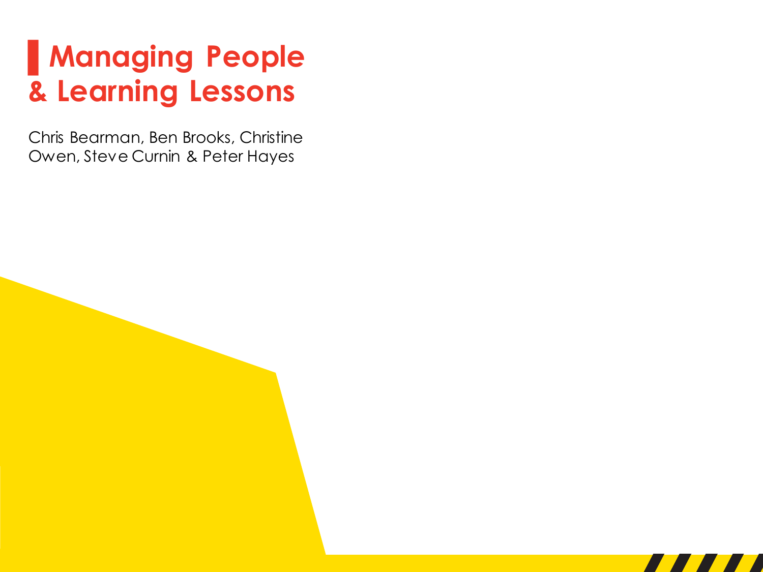# Managing People & Learning Lessons

Chris Bearman, Ben Brooks, Christine Owen, Steve Curnin & Peter Hayes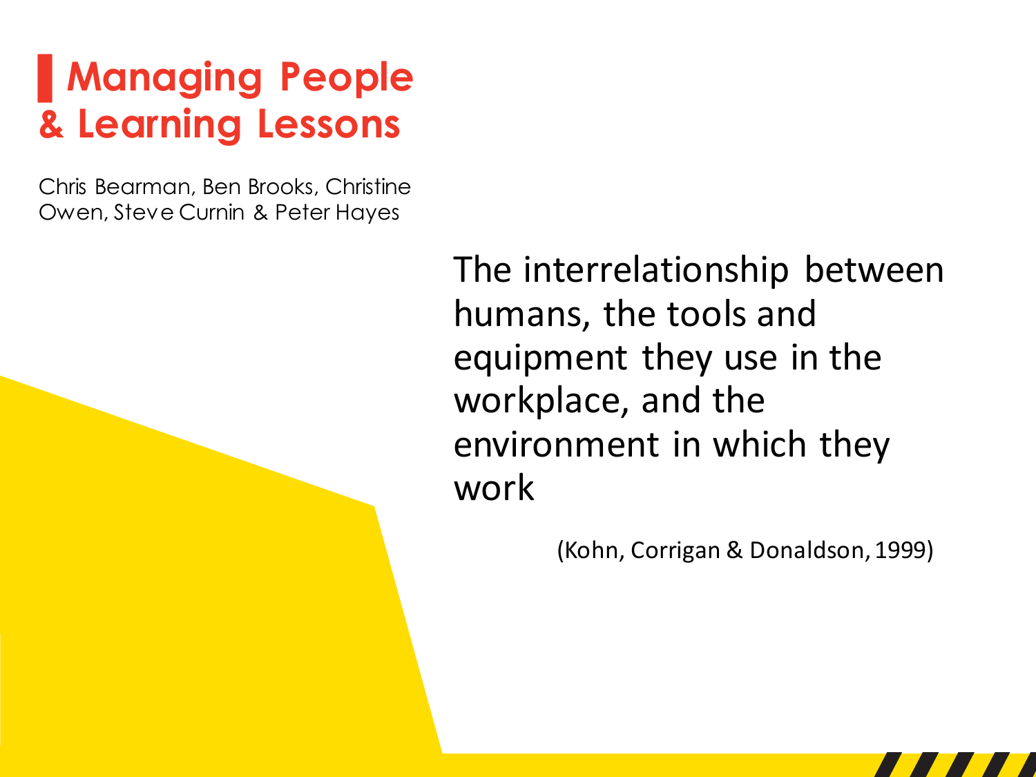# Managing People & Learning Lessons

Chris Bearman, Ben Brooks, Christine Owen, Steve Curnin & Peter Hayes

The interrelationship between humans, the tools and equipment they use in the workplace, and the environment in which they work

(Kohn, Corrigan & Donaldson, 1999)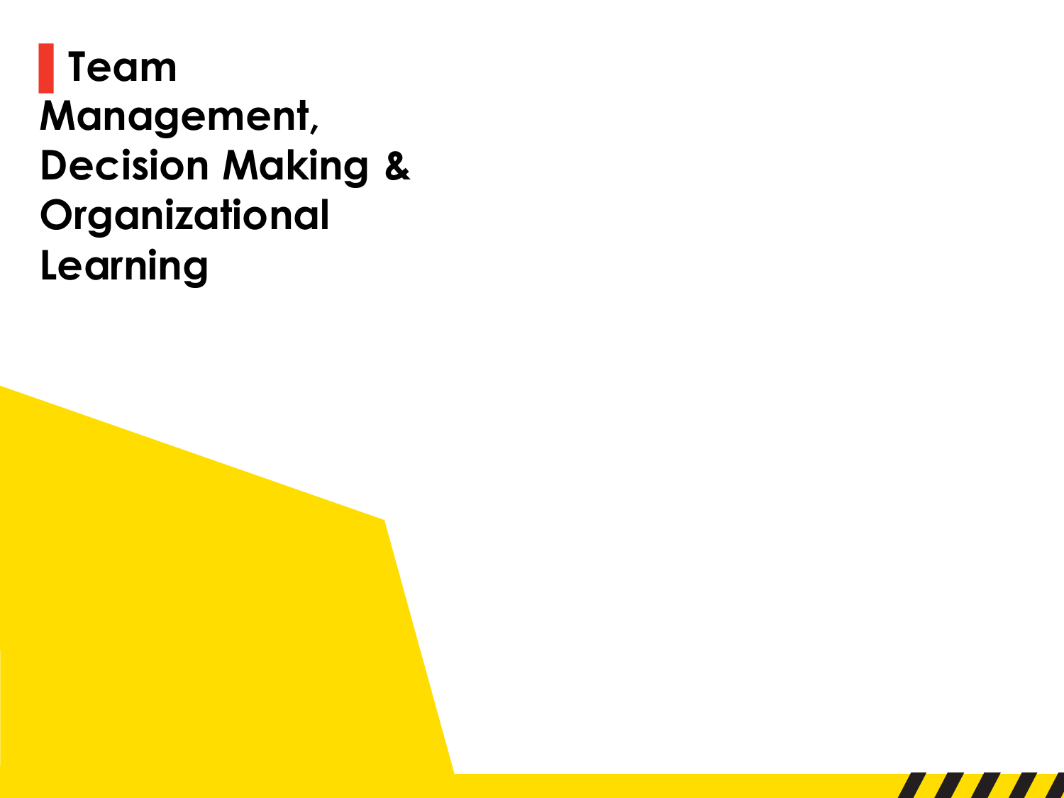# Team Management, Decision Making & Organizational Learning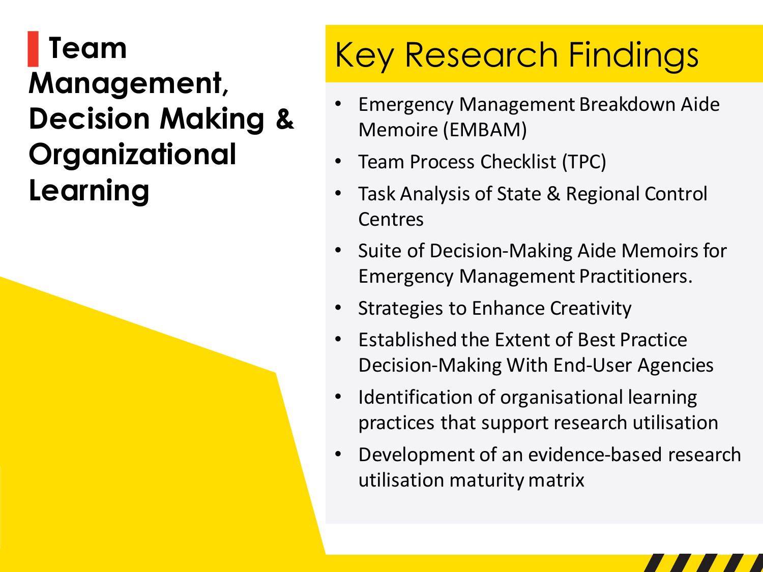# Team Management, Decision Making & Organizational Learning

## Key Research Findings

- Emergency Management Breakdown Aide Memoire (EMBAM)
- Team Process Checklist (TPC)
- Task Analysis of State & Regional Control Centres
- Suite of Decision-Making Aide Memoirs for Emergency Management Practitioners.
- Strategies to Enhance Creativity
- Established the Extent of Best Practice Decision-Making With End-User Agencies
- Identification of organisational learning practices that support research utilisation
- Development of an evidence-based research utilisation maturity matrix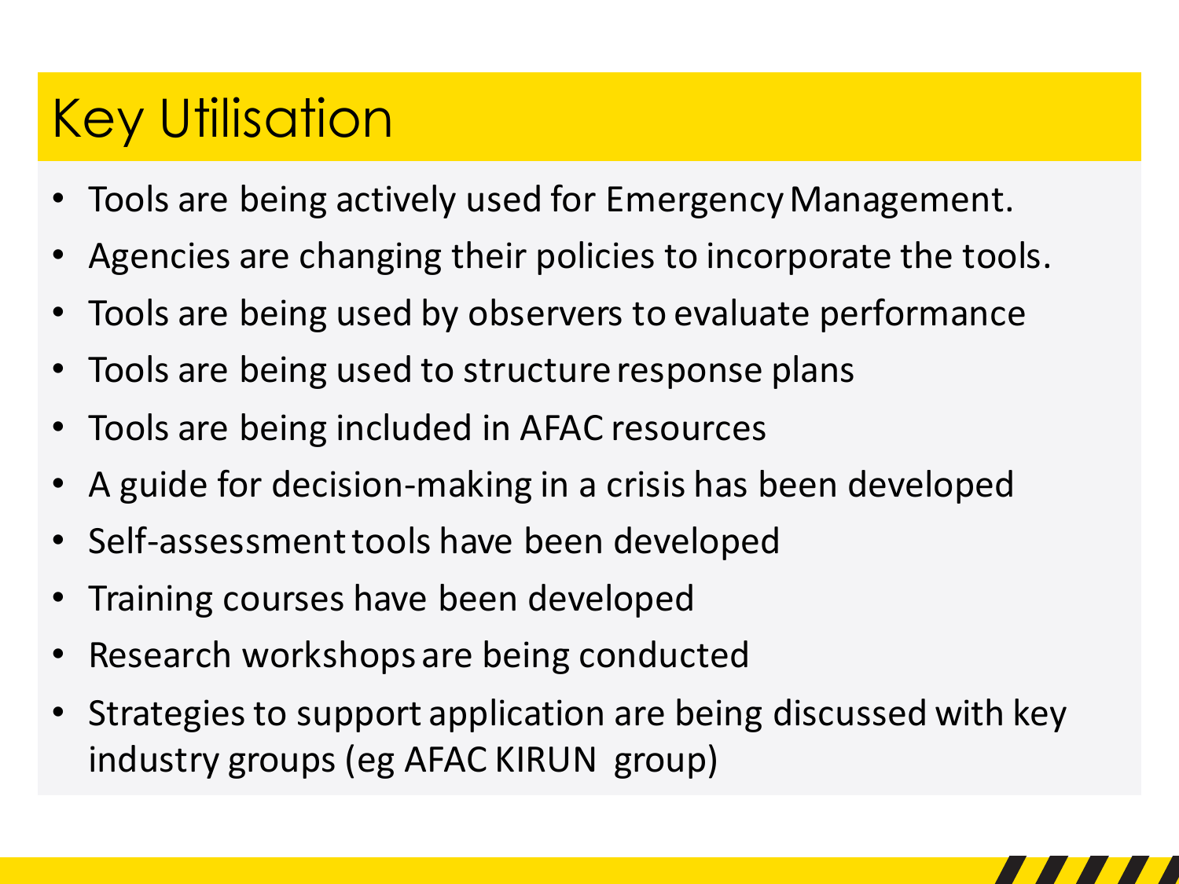# Key Utilisation

- Tools are being actively used for Emergency Management.
- Agencies are changing their policies to incorporate the tools.
- Tools are being used by observers to evaluate performance
- Tools are being used to structure response plans
- Tools are being included in AFAC resources
- A guide for decision-making in a crisis has been developed
- Self-assessment tools have been developed
- Training courses have been developed
- Research workshops are being conducted
- Strategies to support application are being discussed with key industry groups (eg AFAC KIRUN group)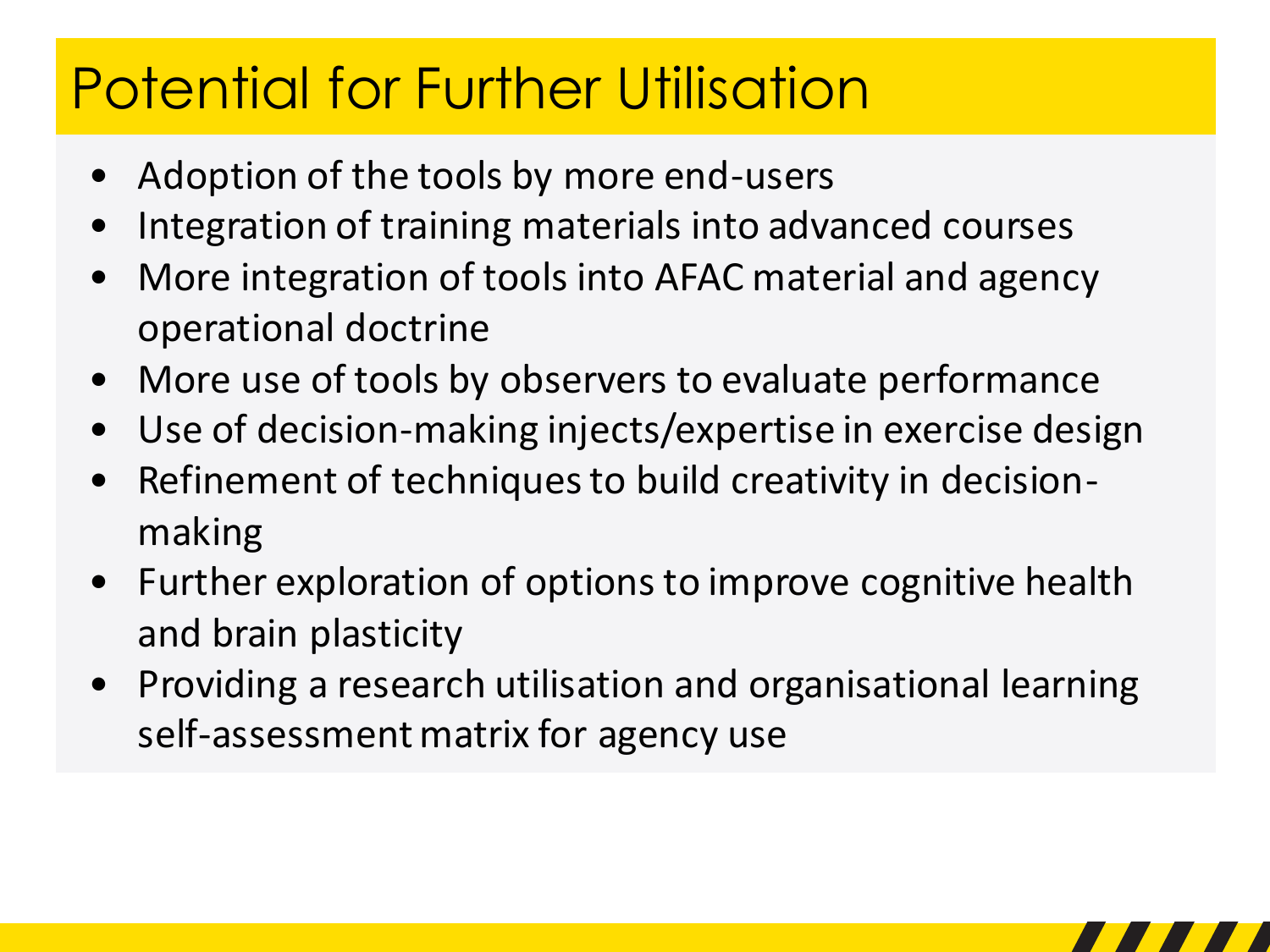# Potential for Further Utilisation

- Adoption of the tools by more end-users
- Integration of training materials into advanced courses
- More integration of tools into AFAC material and agency operational doctrine
- More use of tools by observers to evaluate performance
- Use of decision-making injects/expertise in exercise design
- Refinement of techniques to build creativity in decision-making
- Further exploration of options to improve cognitive health and brain plasticity
- Providing a research utilisation and organisational learning self-assessment matrix for agency use